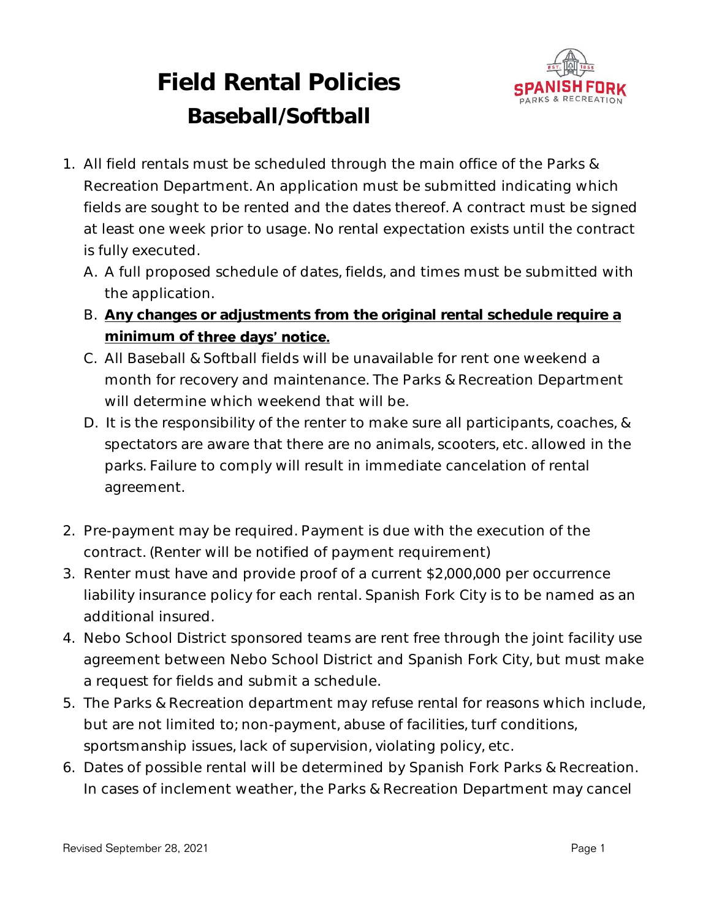# Field Rental Policies
## Baseball/Softball

1. All field rentals must be scheduled through the main office of the Parks & Recreation Department. An application must be submitted indicating which fields are sought to be rented and the dates thereof. A contract must be signed at least one week prior to usage. No rental expectation exists until the contract is fully executed.
   - A. A full proposed schedule of dates, fields, and times must be submitted with the application.
   - B. **<u>Any changes or adjustments from the original rental schedule require a minimum of three days' notice.</u>**
   - C. All Baseball & Softball fields will be unavailable for rent one weekend a month for recovery and maintenance. The Parks & Recreation Department will determine which weekend that will be.
   - D. It is the responsibility of the renter to make sure all participants, coaches, & spectators are aware that there are no animals, scooters, etc. allowed in the parks. Failure to comply will result in immediate cancelation of rental agreement.

2. Pre-payment may be required. Payment is due with the execution of the contract. (Renter will be notified of payment requirement)
3. Renter must have and provide proof of a current $2,000,000 per occurrence liability insurance policy for each rental. Spanish Fork City is to be named as an additional insured.
4. Nebo School District sponsored teams are rent free through the joint facility use agreement between Nebo School District and Spanish Fork City, but must make a request for fields and submit a schedule.
5. The Parks & Recreation department may refuse rental for reasons which include, but are not limited to; non-payment, abuse of facilities, turf conditions, sportsmanship issues, lack of supervision, violating policy, etc.
6. Dates of possible rental will be determined by Spanish Fork Parks & Recreation. In cases of inclement weather, the Parks & Recreation Department may cancel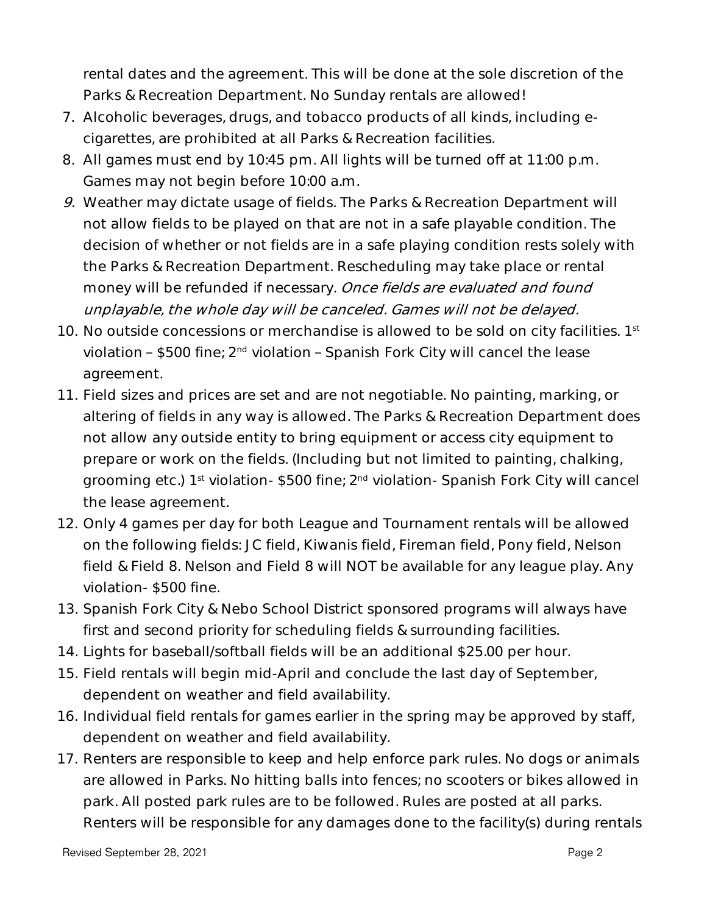rental dates and the agreement. This will be done at the sole discretion of the Parks & Recreation Department. No Sunday rentals are allowed!

7. Alcoholic beverages, drugs, and tobacco products of all kinds, including e-cigarettes, are prohibited at all Parks & Recreation facilities.
8. All games must end by 10:45 pm. All lights will be turned off at 11:00 p.m. Games may not begin before 10:00 a.m.
9. Weather may dictate usage of fields. The Parks & Recreation Department will not allow fields to be played on that are not in a safe playable condition. The decision of whether or not fields are in a safe playing condition rests solely with the Parks & Recreation Department. Rescheduling may take place or rental money will be refunded if necessary. *Once fields are evaluated and found unplayable, the whole day will be canceled. Games will not be delayed.*
10. No outside concessions or merchandise is allowed to be sold on city facilities. 1st violation – $500 fine; 2nd violation – Spanish Fork City will cancel the lease agreement.
11. Field sizes and prices are set and are not negotiable. No painting, marking, or altering of fields in any way is allowed. The Parks & Recreation Department does not allow any outside entity to bring equipment or access city equipment to prepare or work on the fields. (Including but not limited to painting, chalking, grooming etc.) 1st violation- $500 fine; 2nd violation- Spanish Fork City will cancel the lease agreement.
12. Only 4 games per day for both League and Tournament rentals will be allowed on the following fields: JC field, Kiwanis field, Fireman field, Pony field, Nelson field & Field 8. Nelson and Field 8 will NOT be available for any league play. Any violation- $500 fine.
13. Spanish Fork City & Nebo School District sponsored programs will always have first and second priority for scheduling fields & surrounding facilities.
14. Lights for baseball/softball fields will be an additional $25.00 per hour.
15. Field rentals will begin mid-April and conclude the last day of September, dependent on weather and field availability.
16. Individual field rentals for games earlier in the spring may be approved by staff, dependent on weather and field availability.
17. Renters are responsible to keep and help enforce park rules. No dogs or animals are allowed in Parks. No hitting balls into fences; no scooters or bikes allowed in park. All posted park rules are to be followed. Rules are posted at all parks. Renters will be responsible for any damages done to the facility(s) during rentals

Revised September 28, 2021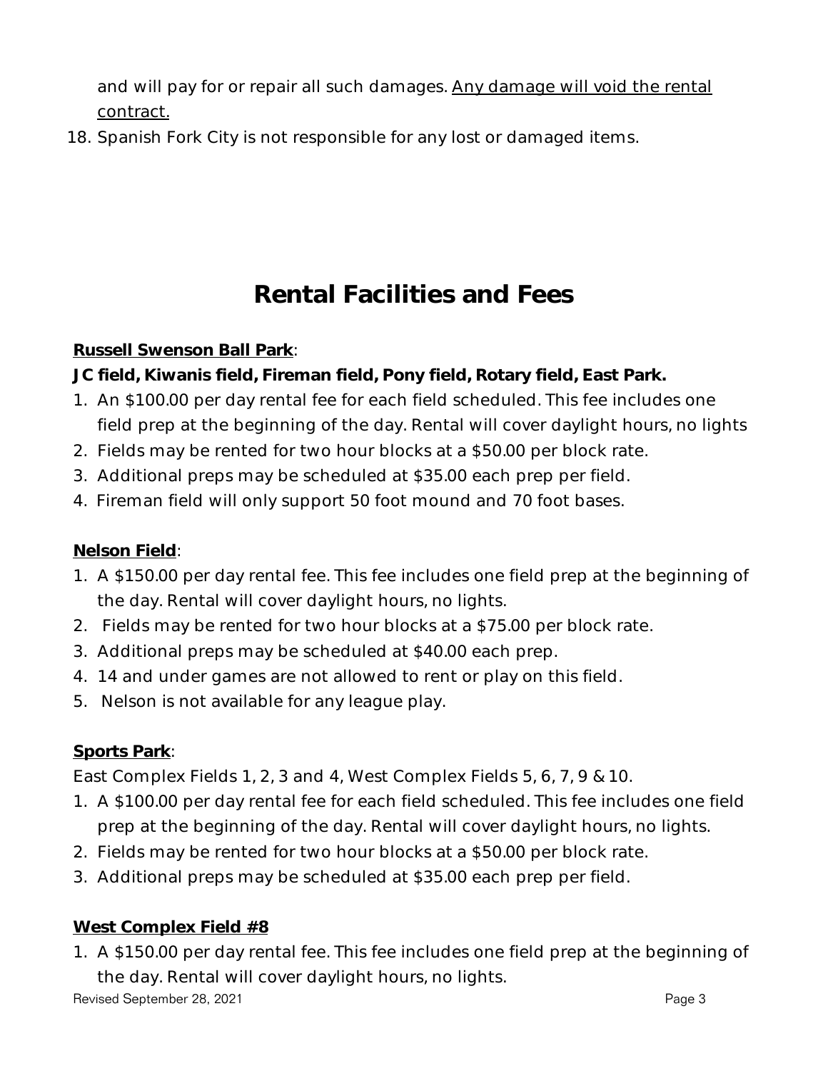and will pay for or repair all such damages. <u>Any damage will void the rental contract.</u>

18. Spanish Fork City is not responsible for any lost or damaged items.

# Rental Facilities and Fees

**<u>Russell Swenson Ball Park</u>**:

**JC field, Kiwanis field, Fireman field, Pony field, Rotary field, East Park.**

1. An $100.00 per day rental fee for each field scheduled. This fee includes one field prep at the beginning of the day. Rental will cover daylight hours, no lights
2. Fields may be rented for two hour blocks at a $50.00 per block rate.
3. Additional preps may be scheduled at $35.00 each prep per field.
4. Fireman field will only support 50 foot mound and 70 foot bases.

**<u>Nelson Field</u>**:

1. A $150.00 per day rental fee. This fee includes one field prep at the beginning of the day. Rental will cover daylight hours, no lights.
2. Fields may be rented for two hour blocks at a $75.00 per block rate.
3. Additional preps may be scheduled at $40.00 each prep.
4. 14 and under games are not allowed to rent or play on this field.
5. Nelson is not available for any league play.

**<u>Sports Park</u>**:

East Complex Fields 1, 2, 3 and 4, West Complex Fields 5, 6, 7, 9 & 10.

1. A $100.00 per day rental fee for each field scheduled. This fee includes one field prep at the beginning of the day. Rental will cover daylight hours, no lights.
2. Fields may be rented for two hour blocks at a $50.00 per block rate.
3. Additional preps may be scheduled at $35.00 each prep per field.

**<u>West Complex Field #8</u>**

1. A $150.00 per day rental fee. This fee includes one field prep at the beginning of the day. Rental will cover daylight hours, no lights.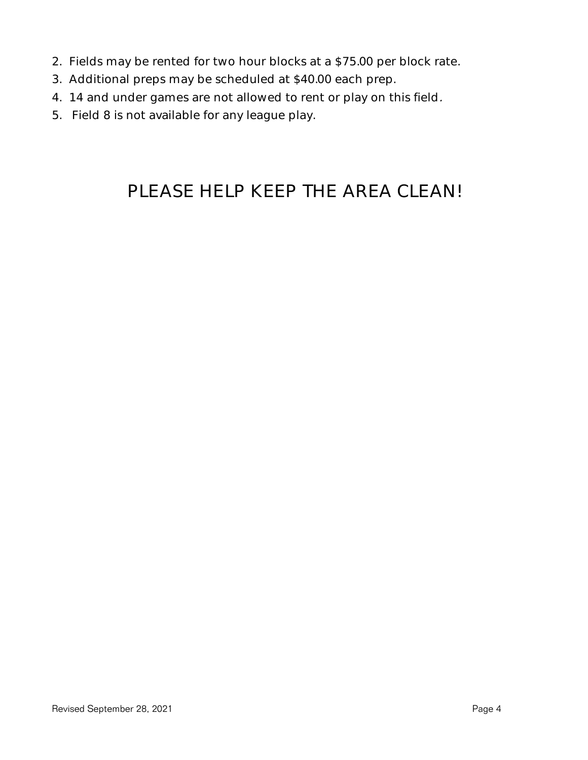2. Fields may be rented for two hour blocks at a $75.00 per block rate.
3. Additional preps may be scheduled at $40.00 each prep.
4. 14 and under games are not allowed to rent or play on this field.
5. Field 8 is not available for any league play.

## PLEASE HELP KEEP THE AREA CLEAN!

Revised September 28, 2021